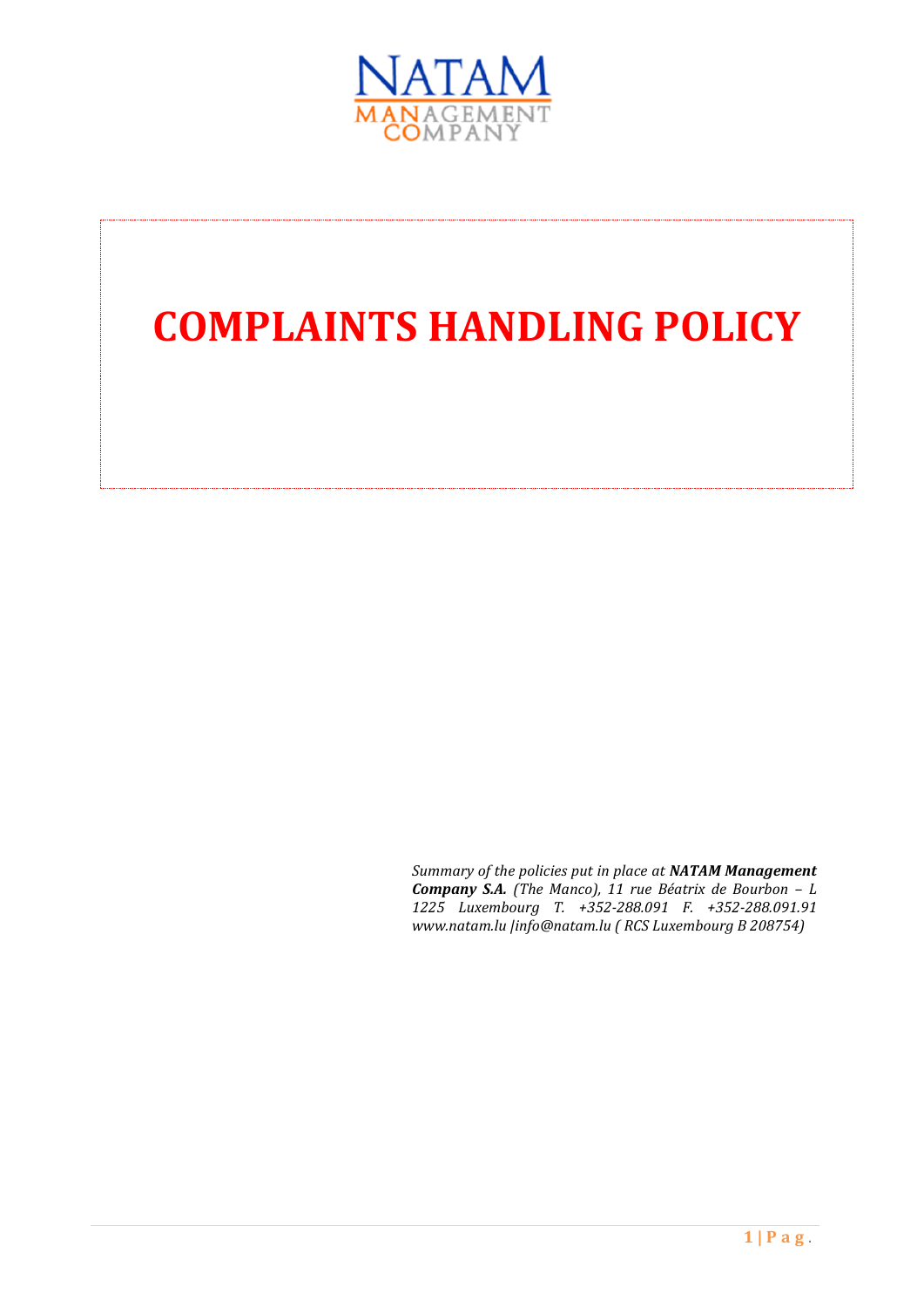NATAM

MANAGEMENT COMPANY

# COMPLAINTS HANDLING POLICY

*Summary of the policies put in place at **NATAM Management Company S.A.** (The Manco), 11 rue Béatrix de Bourbon – L 1225 Luxembourg T. +352-288.091 F. +352-288.091.91 www.natam.lu |info@natam.lu ( RCS Luxembourg B 208754)*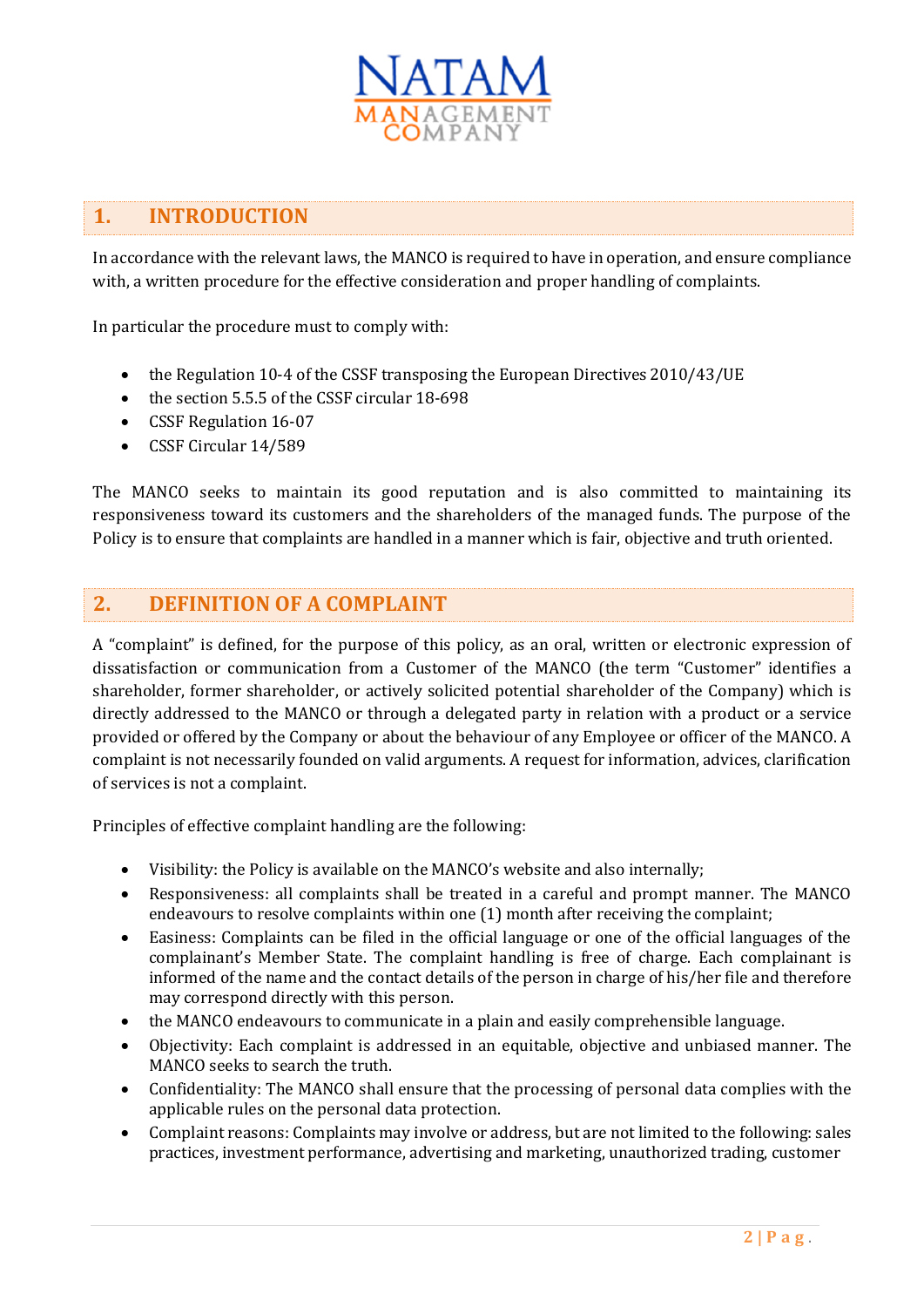## 1. INTRODUCTION

In accordance with the relevant laws, the MANCO is required to have in operation, and ensure compliance with, a written procedure for the effective consideration and proper handling of complaints.

In particular the procedure must to comply with:

- the Regulation 10-4 of the CSSF transposing the European Directives 2010/43/UE
- the section 5.5.5 of the CSSF circular 18-698
- CSSF Regulation 16-07
- CSSF Circular 14/589

The MANCO seeks to maintain its good reputation and is also committed to maintaining its responsiveness toward its customers and the shareholders of the managed funds. The purpose of the Policy is to ensure that complaints are handled in a manner which is fair, objective and truth oriented.

## 2. DEFINITION OF A COMPLAINT

A "complaint" is defined, for the purpose of this policy, as an oral, written or electronic expression of dissatisfaction or communication from a Customer of the MANCO (the term "Customer" identifies a shareholder, former shareholder, or actively solicited potential shareholder of the Company) which is directly addressed to the MANCO or through a delegated party in relation with a product or a service provided or offered by the Company or about the behaviour of any Employee or officer of the MANCO. A complaint is not necessarily founded on valid arguments. A request for information, advices, clarification of services is not a complaint.

Principles of effective complaint handling are the following:

- Visibility: the Policy is available on the MANCO's website and also internally;
- Responsiveness: all complaints shall be treated in a careful and prompt manner. The MANCO endeavours to resolve complaints within one (1) month after receiving the complaint;
- Easiness: Complaints can be filed in the official language or one of the official languages of the complainant's Member State. The complaint handling is free of charge. Each complainant is informed of the name and the contact details of the person in charge of his/her file and therefore may correspond directly with this person.
- the MANCO endeavours to communicate in a plain and easily comprehensible language.
- Objectivity: Each complaint is addressed in an equitable, objective and unbiased manner. The MANCO seeks to search the truth.
- Confidentiality: The MANCO shall ensure that the processing of personal data complies with the applicable rules on the personal data protection.
- Complaint reasons: Complaints may involve or address, but are not limited to the following: sales practices, investment performance, advertising and marketing, unauthorized trading, customer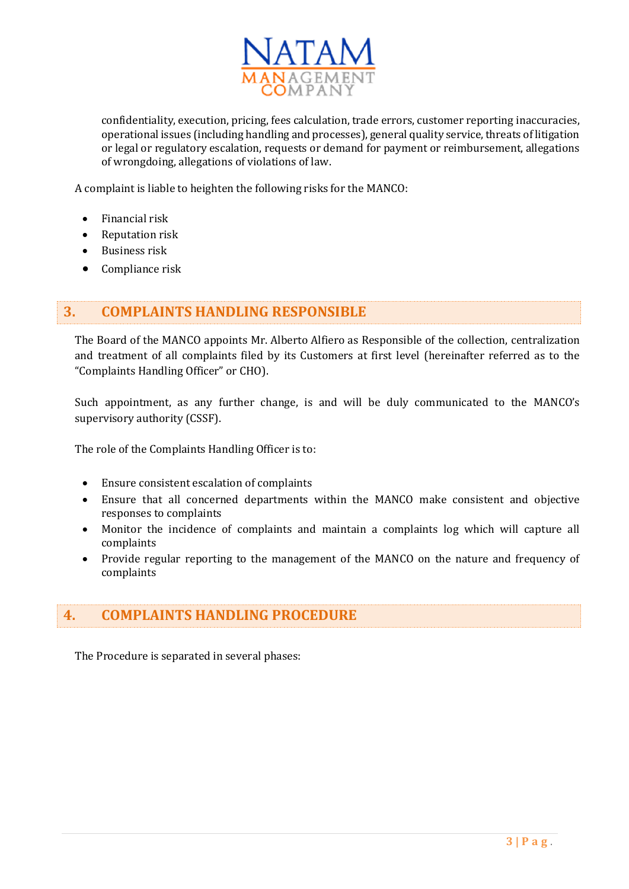confidentiality, execution, pricing, fees calculation, trade errors, customer reporting inaccuracies, operational issues (including handling and processes), general quality service, threats of litigation or legal or regulatory escalation, requests or demand for payment or reimbursement, allegations of wrongdoing, allegations of violations of law.

A complaint is liable to heighten the following risks for the MANCO:

- Financial risk
- Reputation risk
- Business risk
- Compliance risk

## 3. COMPLAINTS HANDLING RESPONSIBLE

The Board of the MANCO appoints Mr. Alberto Alfiero as Responsible of the collection, centralization and treatment of all complaints filed by its Customers at first level (hereinafter referred as to the "Complaints Handling Officer" or CHO).

Such appointment, as any further change, is and will be duly communicated to the MANCO's supervisory authority (CSSF).

The role of the Complaints Handling Officer is to:

- Ensure consistent escalation of complaints
- Ensure that all concerned departments within the MANCO make consistent and objective responses to complaints
- Monitor the incidence of complaints and maintain a complaints log which will capture all complaints
- Provide regular reporting to the management of the MANCO on the nature and frequency of complaints

## 4. COMPLAINTS HANDLING PROCEDURE

The Procedure is separated in several phases: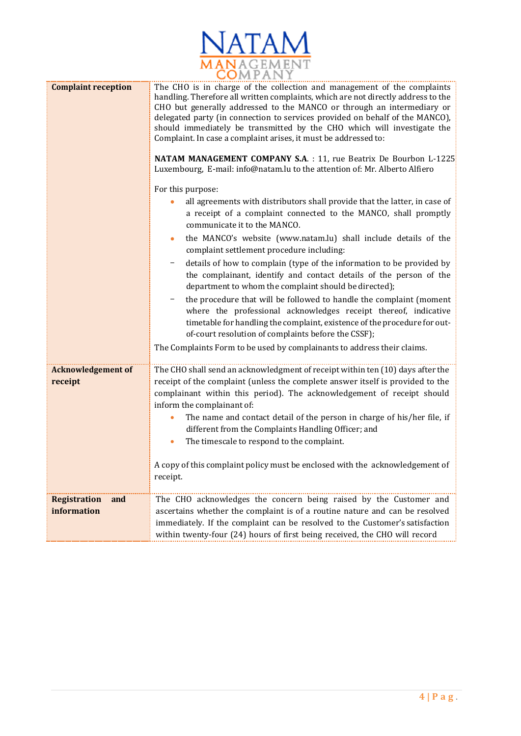| | |
|---|---|
| **Complaint reception** | The CHO is in charge of the collection and management of the complaints handling. Therefore all written complaints, which are not directly address to the CHO but generally addressed to the MANCO or through an intermediary or delegated party (in connection to services provided on behalf of the MANCO), should immediately be transmitted by the CHO which will investigate the Complaint. In case a complaint arises, it must be addressed to:<br><br>**NATAM MANAGEMENT COMPANY S.A**. : 11, rue Beatrix De Bourbon L-1225 Luxembourg, E-mail: info@natam.lu to the attention of: Mr. Alberto Alfiero<br><br>For this purpose:<br>• all agreements with distributors shall provide that the latter, in case of a receipt of a complaint connected to the MANCO, shall promptly communicate it to the MANCO.<br>• the MANCO's website (www.natam.lu) shall include details of the complaint settlement procedure including:<br>– details of how to complain (type of the information to be provided by the complainant, identify and contact details of the person of the department to whom the complaint should be directed);<br>– the procedure that will be followed to handle the complaint (moment where the professional acknowledges receipt thereof, indicative timetable for handling the complaint, existence of the procedure for out-of-court resolution of complaints before the CSSF);<br>The Complaints Form to be used by complainants to address their claims. |
| **Acknowledgement of receipt** | The CHO shall send an acknowledgment of receipt within ten (10) days after the receipt of the complaint (unless the complete answer itself is provided to the complainant within this period). The acknowledgement of receipt should inform the complainant of:<br>• The name and contact detail of the person in charge of his/her file, if different from the Complaints Handling Officer; and<br>• The timescale to respond to the complaint.<br><br>A copy of this complaint policy must be enclosed with the acknowledgement of receipt. |
| **Registration and information** | The CHO acknowledges the concern being raised by the Customer and ascertains whether the complaint is of a routine nature and can be resolved immediately. If the complaint can be resolved to the Customer's satisfaction within twenty-four (24) hours of first being received, the CHO will record |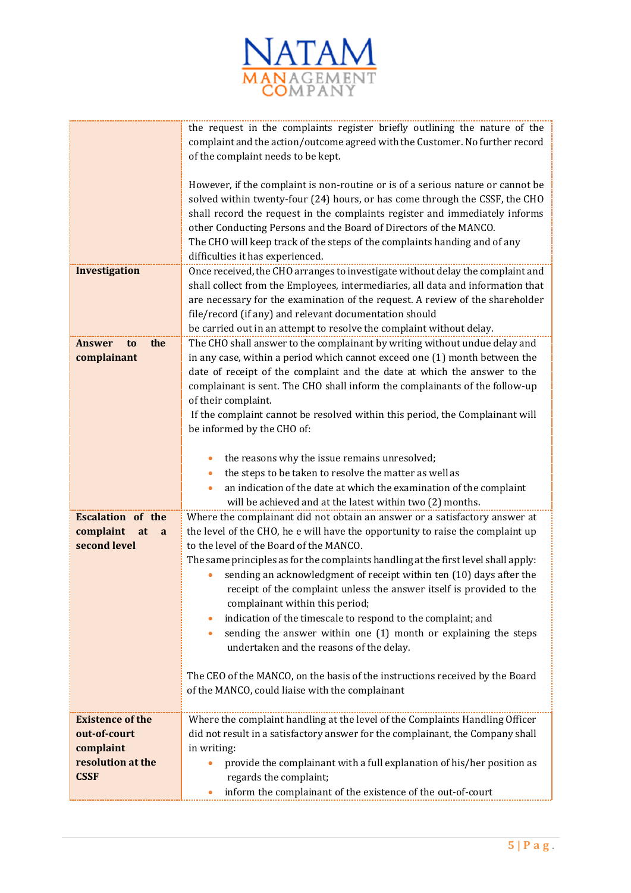| | |
|---|---|
| | the request in the complaints register briefly outlining the nature of the complaint and the action/outcome agreed with the Customer. No further record of the complaint needs to be kept.<br><br>However, if the complaint is non-routine or is of a serious nature or cannot be solved within twenty-four (24) hours, or has come through the CSSF, the CHO shall record the request in the complaints register and immediately informs other Conducting Persons and the Board of Directors of the MANCO.<br>The CHO will keep track of the steps of the complaints handing and of any difficulties it has experienced. |
| **Investigation** | Once received, the CHO arranges to investigate without delay the complaint and shall collect from the Employees, intermediaries, all data and information that are necessary for the examination of the request. A review of the shareholder file/record (if any) and relevant documentation should be carried out in an attempt to resolve the complaint without delay. |
| **Answer to the complainant** | The CHO shall answer to the complainant by writing without undue delay and in any case, within a period which cannot exceed one (1) month between the date of receipt of the complaint and the date at which the answer to the complainant is sent. The CHO shall inform the complainants of the follow-up of their complaint.<br>If the complaint cannot be resolved within this period, the Complainant will be informed by the CHO of:<br><br>• the reasons why the issue remains unresolved;<br>• the steps to be taken to resolve the matter as well as<br>• an indication of the date at which the examination of the complaint will be achieved and at the latest within two (2) months. |
| **Escalation of the complaint at a second level** | Where the complainant did not obtain an answer or a satisfactory answer at the level of the CHO, he e will have the opportunity to raise the complaint up to the level of the Board of the MANCO.<br>The same principles as for the complaints handling at the first level shall apply:<br>• sending an acknowledgment of receipt within ten (10) days after the receipt of the complaint unless the answer itself is provided to the complainant within this period;<br>• indication of the timescale to respond to the complaint; and<br>• sending the answer within one (1) month or explaining the steps undertaken and the reasons of the delay.<br><br>The CEO of the MANCO, on the basis of the instructions received by the Board of the MANCO, could liaise with the complainant |
| **Existence of the out-of-court complaint resolution at the CSSF** | Where the complaint handling at the level of the Complaints Handling Officer did not result in a satisfactory answer for the complainant, the Company shall in writing:<br>• provide the complainant with a full explanation of his/her position as regards the complaint;<br>• inform the complainant of the existence of the out-of-court |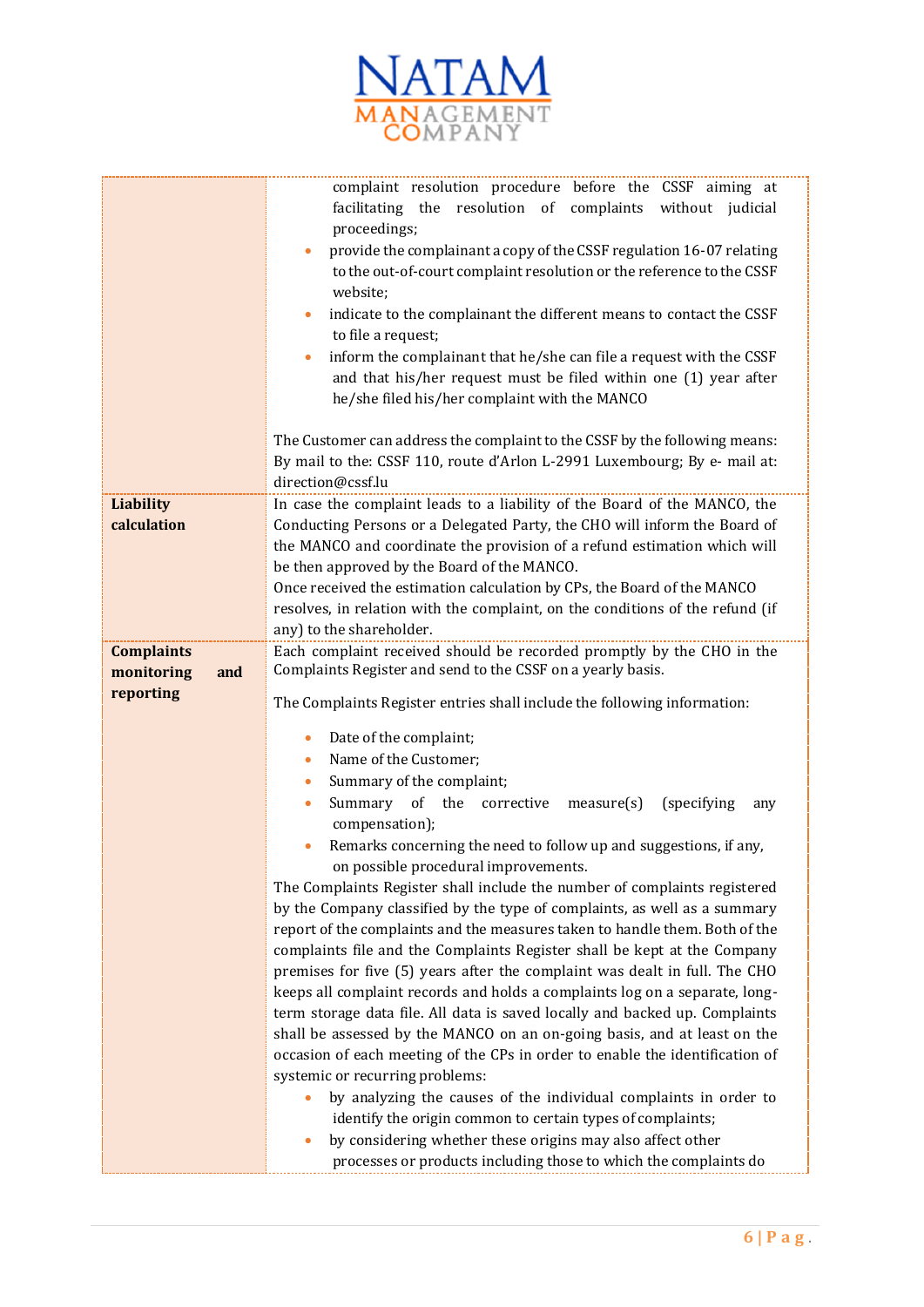| | |
|---|---|
| | complaint resolution procedure before the CSSF aiming at facilitating the resolution of complaints without judicial proceedings;<br>• provide the complainant a copy of the CSSF regulation 16-07 relating to the out-of-court complaint resolution or the reference to the CSSF website;<br>• indicate to the complainant the different means to contact the CSSF to file a request;<br>• inform the complainant that he/she can file a request with the CSSF and that his/her request must be filed within one (1) year after he/she filed his/her complaint with the MANCO<br><br>The Customer can address the complaint to the CSSF by the following means: By mail to the: CSSF 110, route d'Arlon L-2991 Luxembourg; By e- mail at: direction@cssf.lu |
| **Liability calculation** | In case the complaint leads to a liability of the Board of the MANCO, the Conducting Persons or a Delegated Party, the CHO will inform the Board of the MANCO and coordinate the provision of a refund estimation which will be then approved by the Board of the MANCO.<br>Once received the estimation calculation by CPs, the Board of the MANCO resolves, in relation with the complaint, on the conditions of the refund (if any) to the shareholder. |
| **Complaints monitoring and reporting** | Each complaint received should be recorded promptly by the CHO in the Complaints Register and send to the CSSF on a yearly basis.<br><br>The Complaints Register entries shall include the following information:<br><br>• Date of the complaint;<br>• Name of the Customer;<br>• Summary of the complaint;<br>• Summary of the corrective measure(s) (specifying any compensation);<br>• Remarks concerning the need to follow up and suggestions, if any, on possible procedural improvements.<br><br>The Complaints Register shall include the number of complaints registered by the Company classified by the type of complaints, as well as a summary report of the complaints and the measures taken to handle them. Both of the complaints file and the Complaints Register shall be kept at the Company premises for five (5) years after the complaint was dealt in full. The CHO keeps all complaint records and holds a complaints log on a separate, long-term storage data file. All data is saved locally and backed up. Complaints shall be assessed by the MANCO on an on-going basis, and at least on the occasion of each meeting of the CPs in order to enable the identification of systemic or recurring problems:<br>• by analyzing the causes of the individual complaints in order to identify the origin common to certain types of complaints;<br>• by considering whether these origins may also affect other processes or products including those to which the complaints do |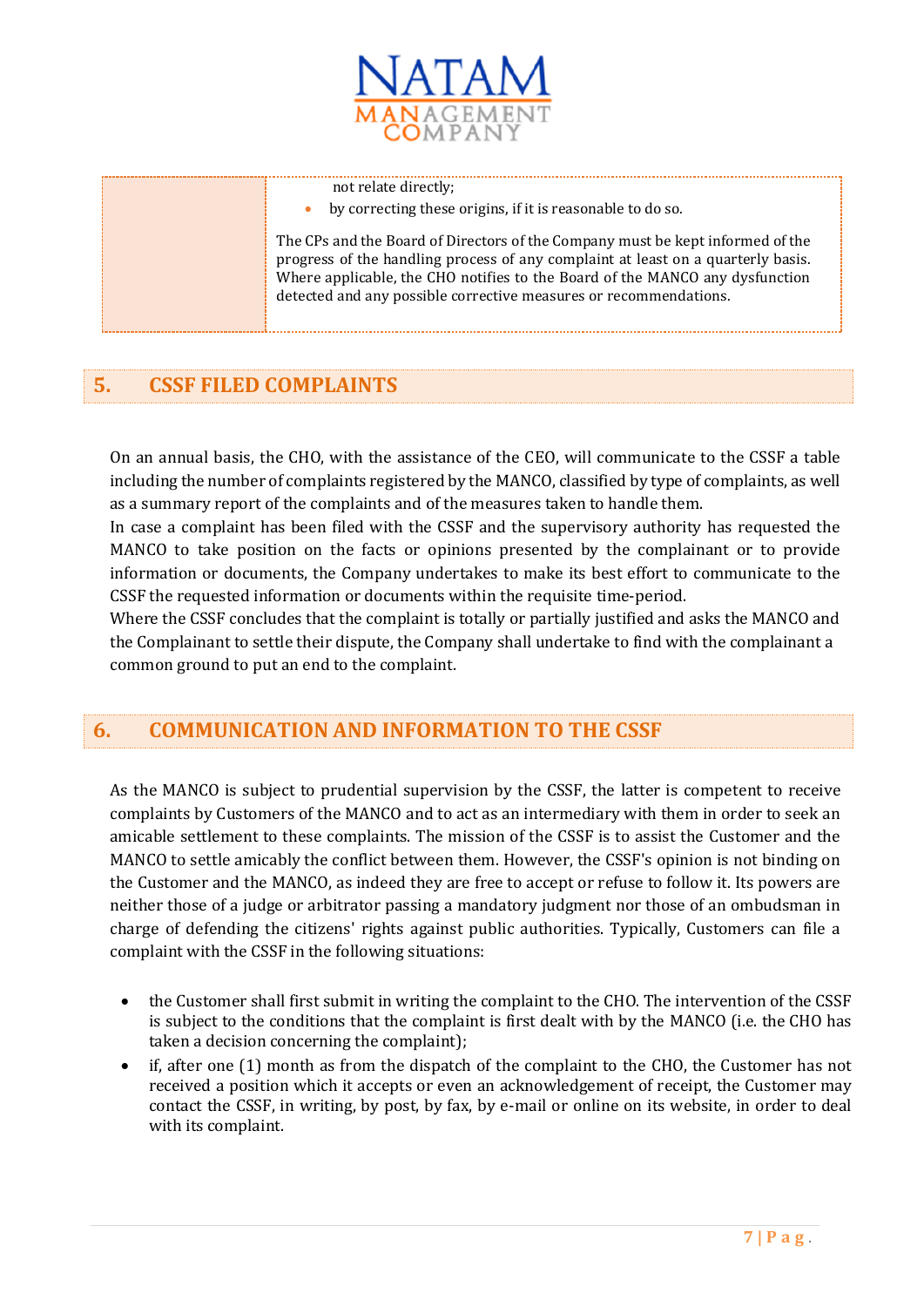| | not relate directly;<br>• by correcting these origins, if it is reasonable to do so.<br><br>The CPs and the Board of Directors of the Company must be kept informed of the progress of the handling process of any complaint at least on a quarterly basis. Where applicable, the CHO notifies to the Board of the MANCO any dysfunction detected and any possible corrective measures or recommendations. |
|---|---|

## 5. CSSF FILED COMPLAINTS

On an annual basis, the CHO, with the assistance of the CEO, will communicate to the CSSF a table including the number of complaints registered by the MANCO, classified by type of complaints, as well as a summary report of the complaints and of the measures taken to handle them.

In case a complaint has been filed with the CSSF and the supervisory authority has requested the MANCO to take position on the facts or opinions presented by the complainant or to provide information or documents, the Company undertakes to make its best effort to communicate to the CSSF the requested information or documents within the requisite time-period.

Where the CSSF concludes that the complaint is totally or partially justified and asks the MANCO and the Complainant to settle their dispute, the Company shall undertake to find with the complainant a common ground to put an end to the complaint.

## 6. COMMUNICATION AND INFORMATION TO THE CSSF

As the MANCO is subject to prudential supervision by the CSSF, the latter is competent to receive complaints by Customers of the MANCO and to act as an intermediary with them in order to seek an amicable settlement to these complaints. The mission of the CSSF is to assist the Customer and the MANCO to settle amicably the conflict between them. However, the CSSF's opinion is not binding on the Customer and the MANCO, as indeed they are free to accept or refuse to follow it. Its powers are neither those of a judge or arbitrator passing a mandatory judgment nor those of an ombudsman in charge of defending the citizens' rights against public authorities. Typically, Customers can file a complaint with the CSSF in the following situations:

- the Customer shall first submit in writing the complaint to the CHO. The intervention of the CSSF is subject to the conditions that the complaint is first dealt with by the MANCO (i.e. the CHO has taken a decision concerning the complaint);
- if, after one (1) month as from the dispatch of the complaint to the CHO, the Customer has not received a position which it accepts or even an acknowledgement of receipt, the Customer may contact the CSSF, in writing, by post, by fax, by e-mail or online on its website, in order to deal with its complaint.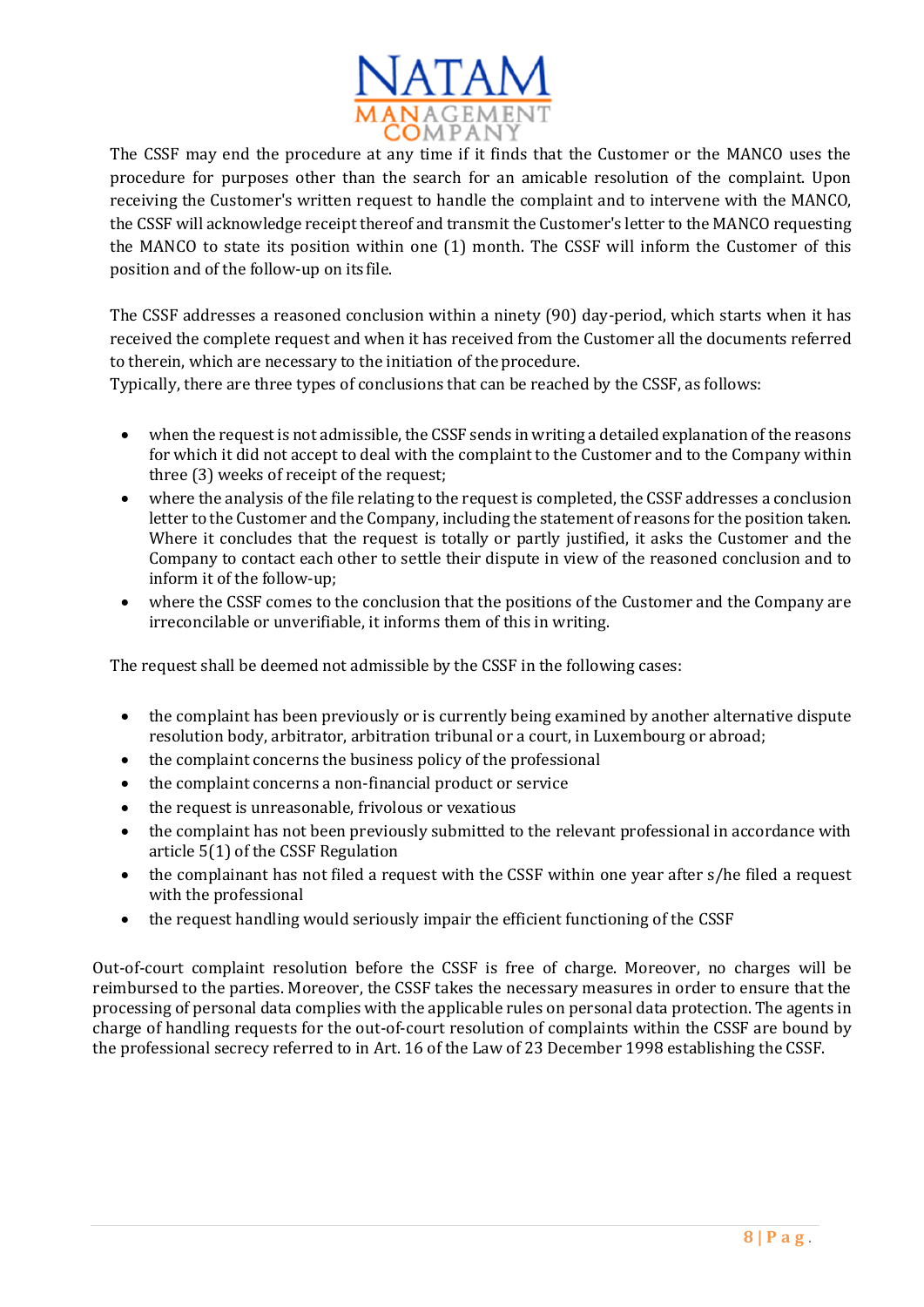The CSSF may end the procedure at any time if it finds that the Customer or the MANCO uses the procedure for purposes other than the search for an amicable resolution of the complaint. Upon receiving the Customer's written request to handle the complaint and to intervene with the MANCO, the CSSF will acknowledge receipt thereof and transmit the Customer's letter to the MANCO requesting the MANCO to state its position within one (1) month. The CSSF will inform the Customer of this position and of the follow-up on its file.

The CSSF addresses a reasoned conclusion within a ninety (90) day-period, which starts when it has received the complete request and when it has received from the Customer all the documents referred to therein, which are necessary to the initiation of the procedure.
Typically, there are three types of conclusions that can be reached by the CSSF, as follows:

- when the request is not admissible, the CSSF sends in writing a detailed explanation of the reasons for which it did not accept to deal with the complaint to the Customer and to the Company within three (3) weeks of receipt of the request;
- where the analysis of the file relating to the request is completed, the CSSF addresses a conclusion letter to the Customer and the Company, including the statement of reasons for the position taken. Where it concludes that the request is totally or partly justified, it asks the Customer and the Company to contact each other to settle their dispute in view of the reasoned conclusion and to inform it of the follow-up;
- where the CSSF comes to the conclusion that the positions of the Customer and the Company are irreconcilable or unverifiable, it informs them of this in writing.

The request shall be deemed not admissible by the CSSF in the following cases:

- the complaint has been previously or is currently being examined by another alternative dispute resolution body, arbitrator, arbitration tribunal or a court, in Luxembourg or abroad;
- the complaint concerns the business policy of the professional
- the complaint concerns a non-financial product or service
- the request is unreasonable, frivolous or vexatious
- the complaint has not been previously submitted to the relevant professional in accordance with article 5(1) of the CSSF Regulation
- the complainant has not filed a request with the CSSF within one year after s/he filed a request with the professional
- the request handling would seriously impair the efficient functioning of the CSSF

Out-of-court complaint resolution before the CSSF is free of charge. Moreover, no charges will be reimbursed to the parties. Moreover, the CSSF takes the necessary measures in order to ensure that the processing of personal data complies with the applicable rules on personal data protection. The agents in charge of handling requests for the out-of-court resolution of complaints within the CSSF are bound by the professional secrecy referred to in Art. 16 of the Law of 23 December 1998 establishing the CSSF.